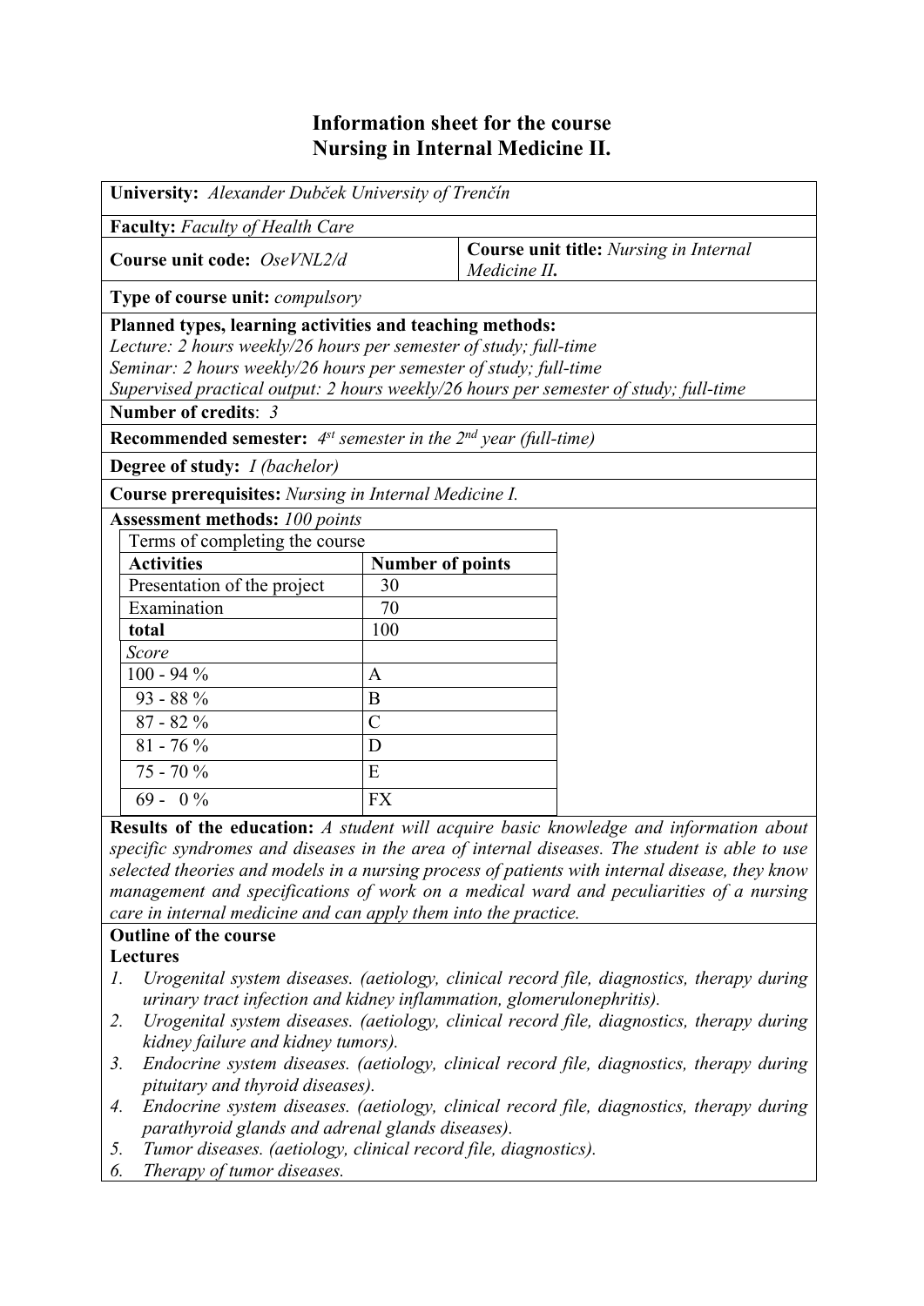# Information sheet for the course
# Nursing in Internal Medicine II.

**University:** *Alexander Dubček University of Trenčín*

**Faculty:** *Faculty of Health Care*

**Course unit code:** *OseVNL2/d*

**Course unit title:** *Nursing in Internal Medicine II.*

**Type of course unit:** *compulsory*

**Planned types, learning activities and teaching methods:**
*Lecture: 2 hours weekly/26 hours per semester of study; full-time*
*Seminar: 2 hours weekly/26 hours per semester of study; full-time*
*Supervised practical output: 2 hours weekly/26 hours per semester of study; full-time*

**Number of credits**: *3*

**Recommended semester:** *4st semester in the 2nd year (full-time)*

**Degree of study:** *I (bachelor)*

**Course prerequisites:** *Nursing in Internal Medicine I.*

**Assessment methods:** *100 points*

| Terms of completing the course | |
|---|---|
| **Activities** | **Number of points** |
| Presentation of the project | 30 |
| Examination | 70 |
| **total** | 100 |
| *Score* | |
| 100 - 94 % | A |
| 93 - 88 % | B |
| 87 - 82 % | C |
| 81 - 76 % | D |
| 75 - 70 % | E |
| 69 - 0 % | FX |

**Results of the education:** *A student will acquire basic knowledge and information about specific syndromes and diseases in the area of internal diseases. The student is able to use selected theories and models in a nursing process of patients with internal disease, they know management and specifications of work on a medical ward and peculiarities of a nursing care in internal medicine and can apply them into the practice.*

**Outline of the course**

**Lectures**

1. *Urogenital system diseases. (aetiology, clinical record file, diagnostics, therapy during urinary tract infection and kidney inflammation, glomerulonephritis).*
2. *Urogenital system diseases. (aetiology, clinical record file, diagnostics, therapy during kidney failure and kidney tumors).*
3. *Endocrine system diseases. (aetiology, clinical record file, diagnostics, therapy during pituitary and thyroid diseases).*
4. *Endocrine system diseases. (aetiology, clinical record file, diagnostics, therapy during parathyroid glands and adrenal glands diseases).*
5. *Tumor diseases. (aetiology, clinical record file, diagnostics).*
6. *Therapy of tumor diseases.*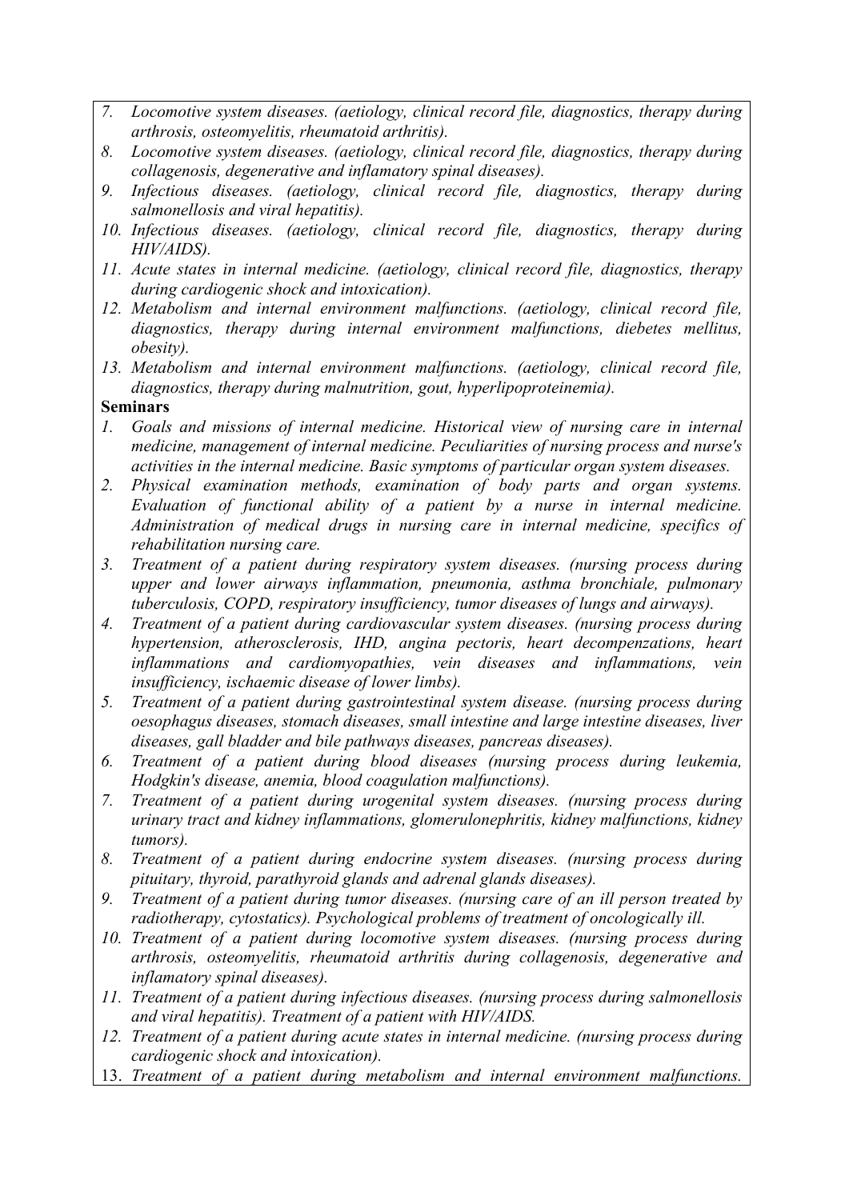7. *Locomotive system diseases. (aetiology, clinical record file, diagnostics, therapy during arthrosis, osteomyelitis, rheumatoid arthritis).*
8. *Locomotive system diseases. (aetiology, clinical record file, diagnostics, therapy during collagenosis, degenerative and inflamatory spinal diseases).*
9. *Infectious diseases. (aetiology, clinical record file, diagnostics, therapy during salmonellosis and viral hepatitis).*
10. *Infectious diseases. (aetiology, clinical record file, diagnostics, therapy during HIV/AIDS).*
11. *Acute states in internal medicine. (aetiology, clinical record file, diagnostics, therapy during cardiogenic shock and intoxication).*
12. *Metabolism and internal environment malfunctions. (aetiology, clinical record file, diagnostics, therapy during internal environment malfunctions, diebetes mellitus, obesity).*
13. *Metabolism and internal environment malfunctions. (aetiology, clinical record file, diagnostics, therapy during malnutrition, gout, hyperlipoproteinemia).*

**Seminars**

1. *Goals and missions of internal medicine. Historical view of nursing care in internal medicine, management of internal medicine. Peculiarities of nursing process and nurse's activities in the internal medicine. Basic symptoms of particular organ system diseases.*
2. *Physical examination methods, examination of body parts and organ systems. Evaluation of functional ability of a patient by a nurse in internal medicine. Administration of medical drugs in nursing care in internal medicine, specifics of rehabilitation nursing care.*
3. *Treatment of a patient during respiratory system diseases. (nursing process during upper and lower airways inflammation, pneumonia, asthma bronchiale, pulmonary tuberculosis, COPD, respiratory insufficiency, tumor diseases of lungs and airways).*
4. *Treatment of a patient during cardiovascular system diseases. (nursing process during hypertension, atherosclerosis, IHD, angina pectoris, heart decompenzations, heart inflammations and cardiomyopathies, vein diseases and inflammations, vein insufficiency, ischaemic disease of lower limbs).*
5. *Treatment of a patient during gastrointestinal system disease. (nursing process during oesophagus diseases, stomach diseases, small intestine and large intestine diseases, liver diseases, gall bladder and bile pathways diseases, pancreas diseases).*
6. *Treatment of a patient during blood diseases (nursing process during leukemia, Hodgkin's disease, anemia, blood coagulation malfunctions).*
7. *Treatment of a patient during urogenital system diseases. (nursing process during urinary tract and kidney inflammations, glomerulonephritis, kidney malfunctions, kidney tumors).*
8. *Treatment of a patient during endocrine system diseases. (nursing process during pituitary, thyroid, parathyroid glands and adrenal glands diseases).*
9. *Treatment of a patient during tumor diseases. (nursing care of an ill person treated by radiotherapy, cytostatics). Psychological problems of treatment of oncologically ill.*
10. *Treatment of a patient during locomotive system diseases. (nursing process during arthrosis, osteomyelitis, rheumatoid arthritis during collagenosis, degenerative and inflamatory spinal diseases).*
11. *Treatment of a patient during infectious diseases. (nursing process during salmonellosis and viral hepatitis). Treatment of a patient with HIV/AIDS.*
12. *Treatment of a patient during acute states in internal medicine. (nursing process during cardiogenic shock and intoxication).*
13. *Treatment of a patient during metabolism and internal environment malfunctions.*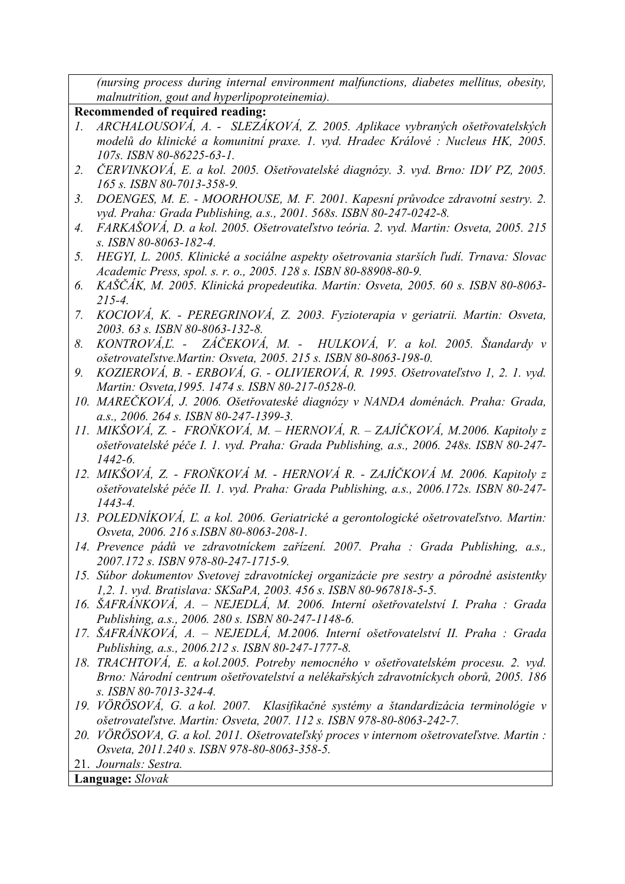*(nursing process during internal environment malfunctions, diabetes mellitus, obesity, malnutrition, gout and hyperlipoproteinemia).*

**Recommended of required reading:**

1. *ARCHALOUSOVÁ, A. - SLEZÁKOVÁ, Z. 2005. Aplikace vybraných ošetřovatelských modelů do klinické a komunitní praxe. 1. vyd. Hradec Králové : Nucleus HK, 2005. 107s. ISBN 80-86225-63-1.*
2. *ČERVINKOVÁ, E. a kol. 2005. Ošetřovatelské diagnózy. 3. vyd. Brno: IDV PZ, 2005. 165 s. ISBN 80-7013-358-9.*
3. *DOENGES, M. E. - MOORHOUSE, M. F. 2001. Kapesní průvodce zdravotní sestry. 2. vyd. Praha: Grada Publishing, a.s., 2001. 568s. ISBN 80-247-0242-8.*
4. *FARKAŠOVÁ, D. a kol. 2005. Ošetrovateľstvo teória. 2. vyd. Martin: Osveta, 2005. 215 s. ISBN 80-8063-182-4.*
5. *HEGYI, L. 2005. Klinické a sociálne aspekty ošetrovania starších ľudí. Trnava: Slovac Academic Press, spol. s. r. o., 2005. 128 s. ISBN 80-88908-80-9.*
6. *KAŠČÁK, M. 2005. Klinická propedeutika. Martin: Osveta, 2005. 60 s. ISBN 80-8063-215-4.*
7. *KOCIOVÁ, K. - PEREGRINOVÁ, Z. 2003. Fyzioterapia v geriatrii. Martin: Osveta, 2003. 63 s. ISBN 80-8063-132-8.*
8. *KONTROVÁ,Ľ. - ZÁČEKOVÁ, M. - HULKOVÁ, V. a kol. 2005. Štandardy v ošetrovateľstve.Martin: Osveta, 2005. 215 s. ISBN 80-8063-198-0.*
9. *KOZIEROVÁ, B. - ERBOVÁ, G. - OLIVIEROVÁ, R. 1995. Ošetrovateľstvo 1, 2. 1. vyd. Martin: Osveta,1995. 1474 s. ISBN 80-217-0528-0.*
10. *MAREČKOVÁ, J. 2006. Ošetřovateské diagnózy v NANDA doménách. Praha: Grada, a.s., 2006. 264 s. ISBN 80-247-1399-3.*
11. *MIKŠOVÁ, Z. - FROŇKOVÁ, M. – HERNOVÁ, R. – ZAJÍČKOVÁ, M.2006. Kapitoly z ošetřovatelské péče I. 1. vyd. Praha: Grada Publishing, a.s., 2006. 248s. ISBN 80-247-1442-6.*
12. *MIKŠOVÁ, Z. - FROŇKOVÁ M. - HERNOVÁ R. - ZAJÍČKOVÁ M. 2006. Kapitoly z ošetřovatelské péče II. 1. vyd. Praha: Grada Publishing, a.s., 2006.172s. ISBN 80-247-1443-4.*
13. *POLEDNÍKOVÁ, Ľ. a kol. 2006. Geriatrické a gerontologické ošetrovateľstvo. Martin: Osveta, 2006. 216 s.ISBN 80-8063-208-1.*
14. *Prevence pádů ve zdravotníckem zařízení. 2007. Praha : Grada Publishing, a.s., 2007.172 s. ISBN 978-80-247-1715-9.*
15. *Súbor dokumentov Svetovej zdravotníckej organizácie pre sestry a pôrodné asistentky 1,2. 1. vyd. Bratislava: SKSaPA, 2003. 456 s. ISBN 80-967818-5-5.*
16. *ŠAFRÁNKOVÁ, A. – NEJEDLÁ, M. 2006. Interní ošetřovatelství I. Praha : Grada Publishing, a.s., 2006. 280 s. ISBN 80-247-1148-6.*
17. *ŠAFRÁNKOVÁ, A. – NEJEDLÁ, M.2006. Interní ošetřovatelství II. Praha : Grada Publishing, a.s., 2006.212 s. ISBN 80-247-1777-8.*
18. *TRACHTOVÁ, E. a kol.2005. Potreby nemocného v ošetřovatelském procesu. 2. vyd. Brno: Národní centrum ošetřovatelství a nelékařských zdravotníckych oborů, 2005. 186 s. ISBN 80-7013-324-4.*
19. *VÖRÖSOVÁ, G. a kol. 2007. Klasifikačné systémy a štandardizácia terminológie v ošetrovateľstve. Martin: Osveta, 2007. 112 s. ISBN 978-80-8063-242-7.*
20. *VÖRÖSOVA, G. a kol. 2011. Ošetrovateľský proces v internom ošetrovateľstve. Martin : Osveta, 2011.240 s. ISBN 978-80-8063-358-5.*
21. *Journals: Sestra.*

**Language:** *Slovak*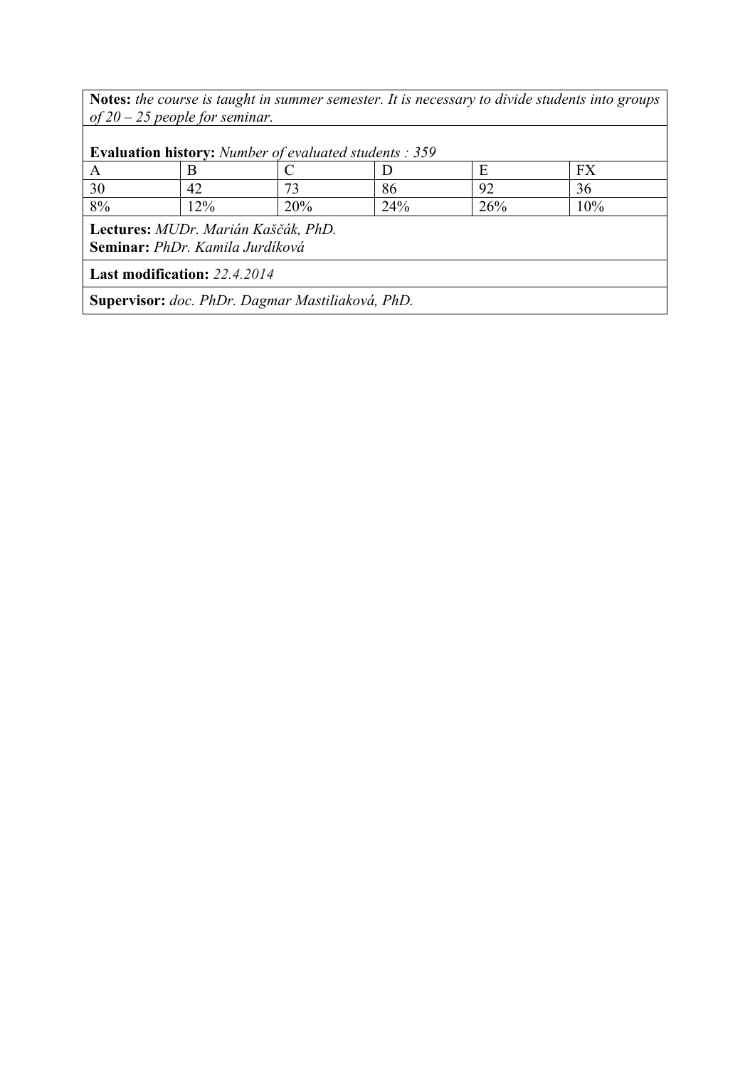**Notes:** *the course is taught in summer semester. It is necessary to divide students into groups of 20 – 25 people for seminar.*

**Evaluation history:** *Number of evaluated students : 359*

| A | B | C | D | E | FX |
|---|---|---|---|---|---|
| 30 | 42 | 73 | 86 | 92 | 36 |
| 8% | 12% | 20% | 24% | 26% | 10% |

**Lectures:** *MUDr. Marián Kaščák, PhD.*
**Seminar:** *PhDr. Kamila Jurdíková*

**Last modification:** *22.4.2014*

**Supervisor:** *doc. PhDr. Dagmar Mastiliaková, PhD.*